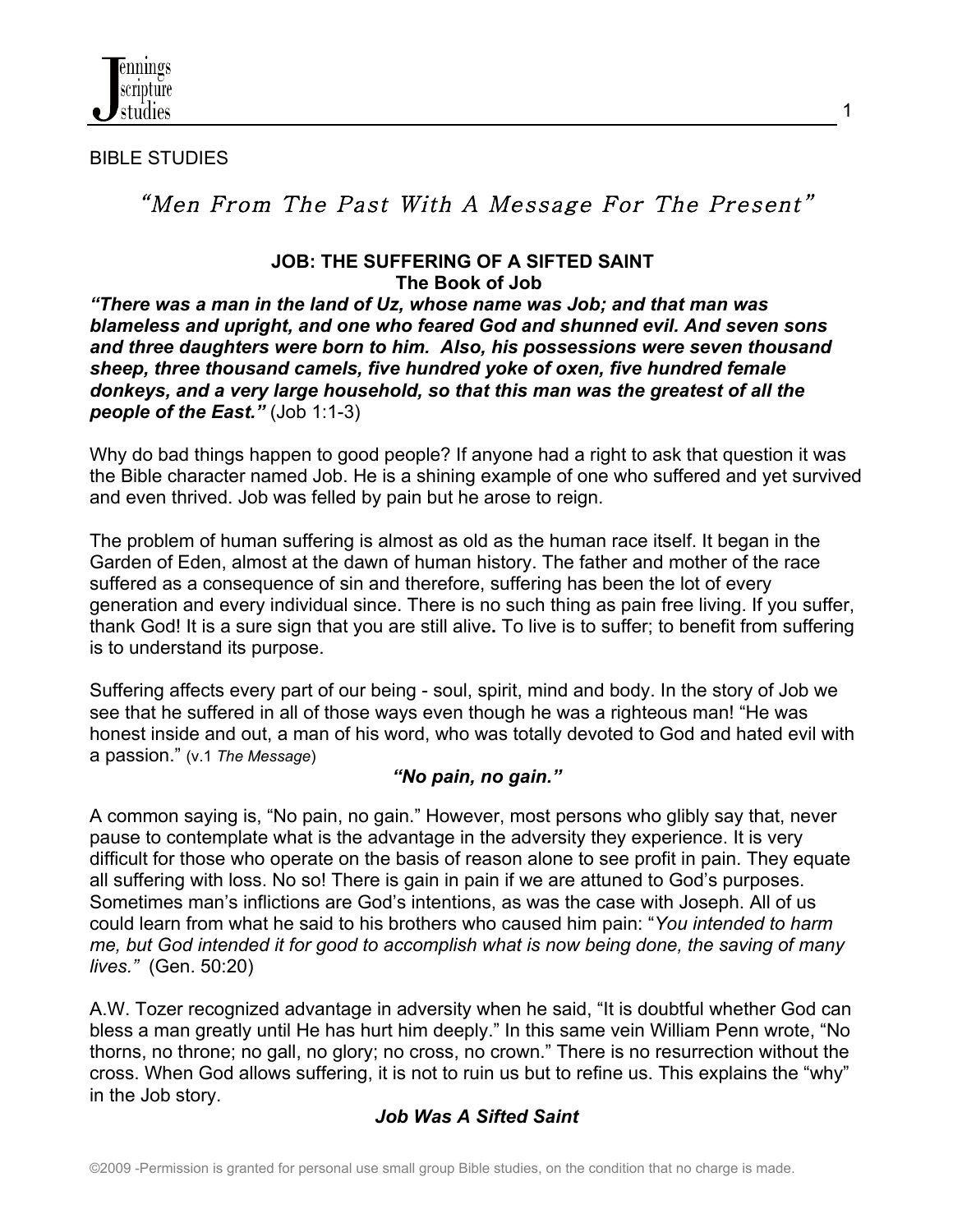BIBLE STUDIES

*"Men From The Past With A Message For The Present"*

## JOB: THE SUFFERING OF A SIFTED SAINT
### The Book of Job

***"There was a man in the land of Uz, whose name was Job; and that man was blameless and upright, and one who feared God and shunned evil. And seven sons and three daughters were born to him. Also, his possessions were seven thousand sheep, three thousand camels, five hundred yoke of oxen, five hundred female donkeys, and a very large household, so that this man was the greatest of all the people of the East."*** (Job 1:1-3)

Why do bad things happen to good people? If anyone had a right to ask that question it was the Bible character named Job. He is a shining example of one who suffered and yet survived and even thrived. Job was felled by pain but he arose to reign.

The problem of human suffering is almost as old as the human race itself. It began in the Garden of Eden, almost at the dawn of human history. The father and mother of the race suffered as a consequence of sin and therefore, suffering has been the lot of every generation and every individual since. There is no such thing as pain free living. If you suffer, thank God! It is a sure sign that you are still alive**.** To live is to suffer; to benefit from suffering is to understand its purpose.

Suffering affects every part of our being - soul, spirit, mind and body. In the story of Job we see that he suffered in all of those ways even though he was a righteous man! "He was honest inside and out, a man of his word, who was totally devoted to God and hated evil with a passion." (v.1 *The Message*)

***"No pain, no gain."***

A common saying is, "No pain, no gain." However, most persons who glibly say that, never pause to contemplate what is the advantage in the adversity they experience. It is very difficult for those who operate on the basis of reason alone to see profit in pain. They equate all suffering with loss. No so! There is gain in pain if we are attuned to God's purposes. Sometimes man's inflictions are God's intentions, as was the case with Joseph. All of us could learn from what he said to his brothers who caused him pain: "*You intended to harm me, but God intended it for good to accomplish what is now being done, the saving of many lives."* (Gen. 50:20)

A.W. Tozer recognized advantage in adversity when he said, "It is doubtful whether God can bless a man greatly until He has hurt him deeply." In this same vein William Penn wrote, "No thorns, no throne; no gall, no glory; no cross, no crown." There is no resurrection without the cross. When God allows suffering, it is not to ruin us but to refine us. This explains the "why" in the Job story.

***Job Was A Sifted Saint***

©2009 -Permission is granted for personal use small group Bible studies, on the condition that no charge is made.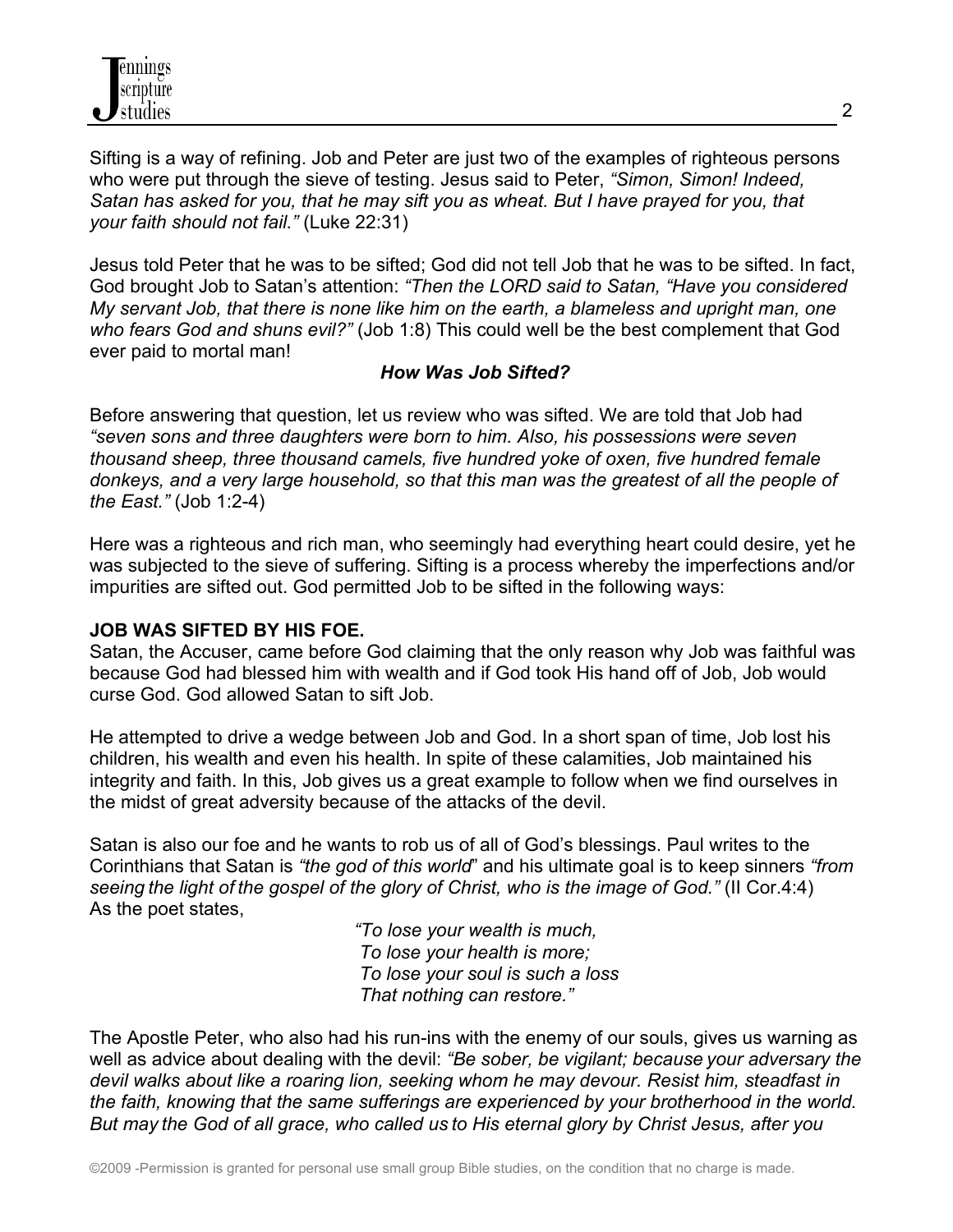Sifting is a way of refining. Job and Peter are just two of the examples of righteous persons who were put through the sieve of testing. Jesus said to Peter, *"Simon, Simon! Indeed, Satan has asked for you, that he may sift you as wheat. But I have prayed for you, that your faith should not fail."* (Luke 22:31)

Jesus told Peter that he was to be sifted; God did not tell Job that he was to be sifted. In fact, God brought Job to Satan's attention: *"Then the LORD said to Satan, "Have you considered My servant Job, that there is none like him on the earth, a blameless and upright man, one who fears God and shuns evil?"* (Job 1:8) This could well be the best complement that God ever paid to mortal man!

### *How Was Job Sifted?*

Before answering that question, let us review who was sifted. We are told that Job had *"seven sons and three daughters were born to him. Also, his possessions were seven thousand sheep, three thousand camels, five hundred yoke of oxen, five hundred female donkeys, and a very large household, so that this man was the greatest of all the people of the East."* (Job 1:2-4)

Here was a righteous and rich man, who seemingly had everything heart could desire, yet he was subjected to the sieve of suffering. Sifting is a process whereby the imperfections and/or impurities are sifted out. God permitted Job to be sifted in the following ways:

**JOB WAS SIFTED BY HIS FOE.**
Satan, the Accuser, came before God claiming that the only reason why Job was faithful was because God had blessed him with wealth and if God took His hand off of Job, Job would curse God. God allowed Satan to sift Job.

He attempted to drive a wedge between Job and God. In a short span of time, Job lost his children, his wealth and even his health. In spite of these calamities, Job maintained his integrity and faith. In this, Job gives us a great example to follow when we find ourselves in the midst of great adversity because of the attacks of the devil.

Satan is also our foe and he wants to rob us of all of God's blessings. Paul writes to the Corinthians that Satan is *"the god of this world"* and his ultimate goal is to keep sinners *"from seeing the light of the gospel of the glory of Christ, who is the image of God."* (II Cor.4:4)
As the poet states,

> *"To lose your wealth is much,*
> *To lose your health is more;*
> *To lose your soul is such a loss*
> *That nothing can restore."*

The Apostle Peter, who also had his run-ins with the enemy of our souls, gives us warning as well as advice about dealing with the devil: *"Be sober, be vigilant; because your adversary the devil walks about like a roaring lion, seeking whom he may devour. Resist him, steadfast in the faith, knowing that the same sufferings are experienced by your brotherhood in the world. But may the God of all grace, who called us to His eternal glory by Christ Jesus, after you*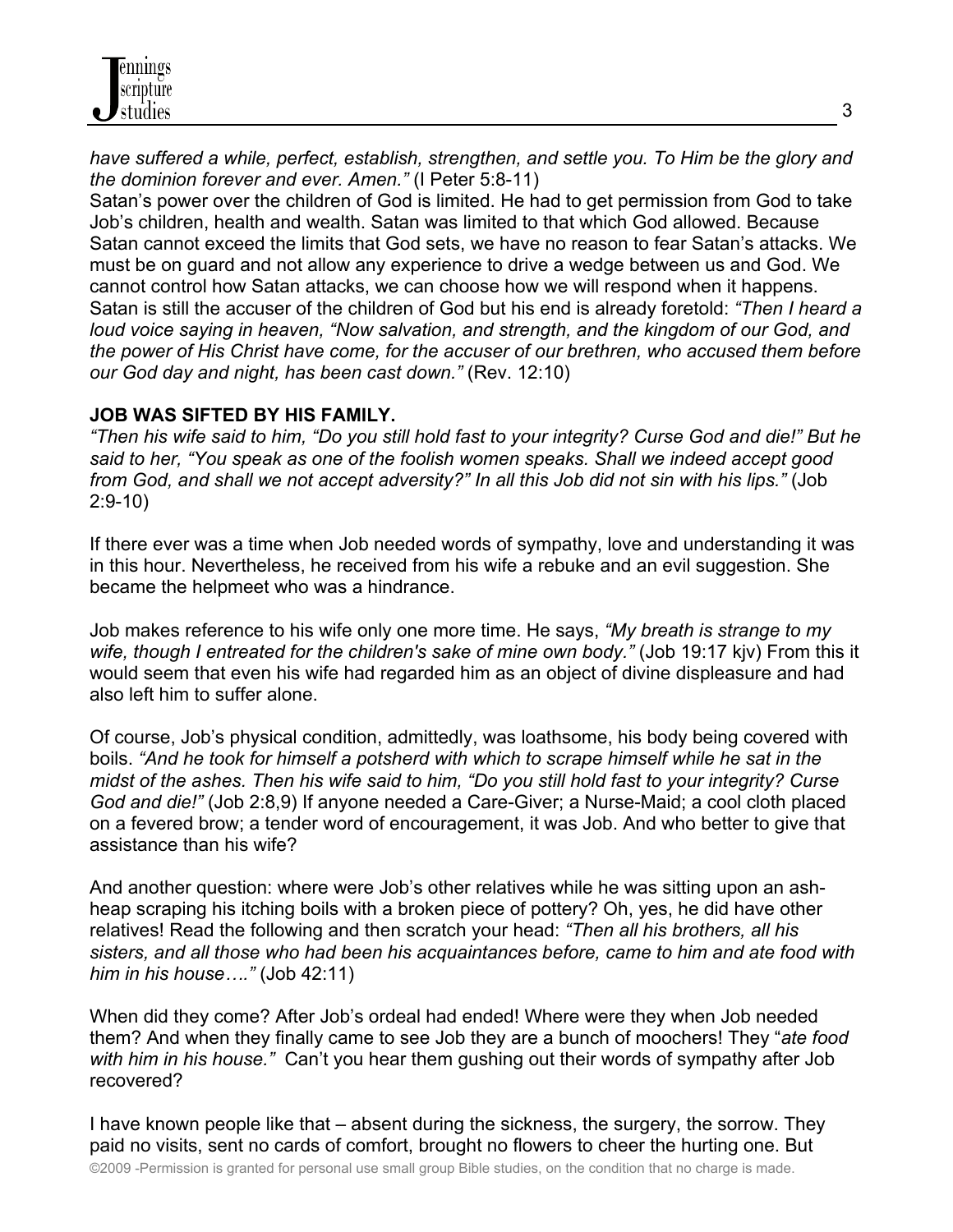*have suffered a while, perfect, establish, strengthen, and settle you. To Him be the glory and the dominion forever and ever. Amen."* (I Peter 5:8-11)

Satan's power over the children of God is limited. He had to get permission from God to take Job's children, health and wealth. Satan was limited to that which God allowed. Because Satan cannot exceed the limits that God sets, we have no reason to fear Satan's attacks. We must be on guard and not allow any experience to drive a wedge between us and God. We cannot control how Satan attacks, we can choose how we will respond when it happens. Satan is still the accuser of the children of God but his end is already foretold: *"Then I heard a loud voice saying in heaven, "Now salvation, and strength, and the kingdom of our God, and the power of His Christ have come, for the accuser of our brethren, who accused them before our God day and night, has been cast down."* (Rev. 12:10)

**JOB WAS SIFTED BY HIS FAMILY.**

*"Then his wife said to him, "Do you still hold fast to your integrity? Curse God and die!" But he said to her, "You speak as one of the foolish women speaks. Shall we indeed accept good from God, and shall we not accept adversity?" In all this Job did not sin with his lips."* (Job 2:9-10)

If there ever was a time when Job needed words of sympathy, love and understanding it was in this hour. Nevertheless, he received from his wife a rebuke and an evil suggestion. She became the helpmeet who was a hindrance.

Job makes reference to his wife only one more time. He says, *"My breath is strange to my wife, though I entreated for the children's sake of mine own body."* (Job 19:17 kjv) From this it would seem that even his wife had regarded him as an object of divine displeasure and had also left him to suffer alone.

Of course, Job's physical condition, admittedly, was loathsome, his body being covered with boils. *"And he took for himself a potsherd with which to scrape himself while he sat in the midst of the ashes. Then his wife said to him, "Do you still hold fast to your integrity? Curse God and die!"* (Job 2:8,9) If anyone needed a Care-Giver; a Nurse-Maid; a cool cloth placed on a fevered brow; a tender word of encouragement, it was Job. And who better to give that assistance than his wife?

And another question: where were Job's other relatives while he was sitting upon an ash-heap scraping his itching boils with a broken piece of pottery? Oh, yes, he did have other relatives! Read the following and then scratch your head: *"Then all his brothers, all his sisters, and all those who had been his acquaintances before, came to him and ate food with him in his house…."* (Job 42:11)

When did they come? After Job's ordeal had ended! Where were they when Job needed them? And when they finally came to see Job they are a bunch of moochers! They "*ate food with him in his house."* Can't you hear them gushing out their words of sympathy after Job recovered?

I have known people like that – absent during the sickness, the surgery, the sorrow. They paid no visits, sent no cards of comfort, brought no flowers to cheer the hurting one. But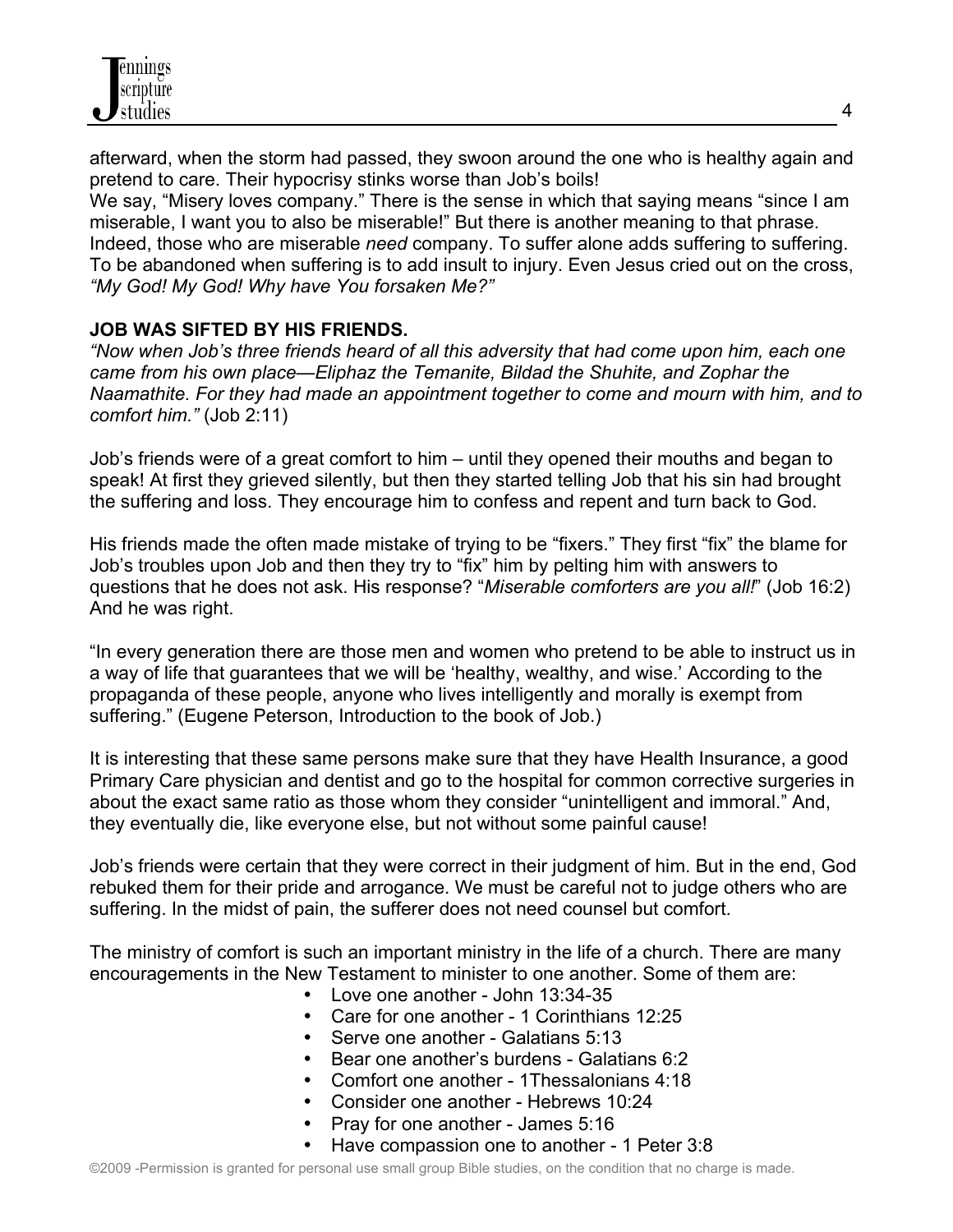afterward, when the storm had passed, they swoon around the one who is healthy again and pretend to care. Their hypocrisy stinks worse than Job's boils!

We say, "Misery loves company." There is the sense in which that saying means "since I am miserable, I want you to also be miserable!" But there is another meaning to that phrase. Indeed, those who are miserable *need* company. To suffer alone adds suffering to suffering. To be abandoned when suffering is to add insult to injury. Even Jesus cried out on the cross, *"My God! My God! Why have You forsaken Me?"*

**JOB WAS SIFTED BY HIS FRIENDS.**

*"Now when Job's three friends heard of all this adversity that had come upon him, each one came from his own place—Eliphaz the Temanite, Bildad the Shuhite, and Zophar the Naamathite. For they had made an appointment together to come and mourn with him, and to comfort him."* (Job 2:11)

Job's friends were of a great comfort to him – until they opened their mouths and began to speak! At first they grieved silently, but then they started telling Job that his sin had brought the suffering and loss. They encourage him to confess and repent and turn back to God.

His friends made the often made mistake of trying to be "fixers." They first "fix" the blame for Job's troubles upon Job and then they try to "fix" him by pelting him with answers to questions that he does not ask. His response? "*Miserable comforters are you all!*" (Job 16:2) And he was right.

"In every generation there are those men and women who pretend to be able to instruct us in a way of life that guarantees that we will be 'healthy, wealthy, and wise.' According to the propaganda of these people, anyone who lives intelligently and morally is exempt from suffering." (Eugene Peterson, Introduction to the book of Job.)

It is interesting that these same persons make sure that they have Health Insurance, a good Primary Care physician and dentist and go to the hospital for common corrective surgeries in about the exact same ratio as those whom they consider "unintelligent and immoral." And, they eventually die, like everyone else, but not without some painful cause!

Job's friends were certain that they were correct in their judgment of him. But in the end, God rebuked them for their pride and arrogance. We must be careful not to judge others who are suffering. In the midst of pain, the sufferer does not need counsel but comfort.

The ministry of comfort is such an important ministry in the life of a church. There are many encouragements in the New Testament to minister to one another. Some of them are:

- Love one another - John 13:34-35
- Care for one another - 1 Corinthians 12:25
- Serve one another - Galatians 5:13
- Bear one another's burdens - Galatians 6:2
- Comfort one another - 1Thessalonians 4:18
- Consider one another - Hebrews 10:24
- Pray for one another - James 5:16
- Have compassion one to another - 1 Peter 3:8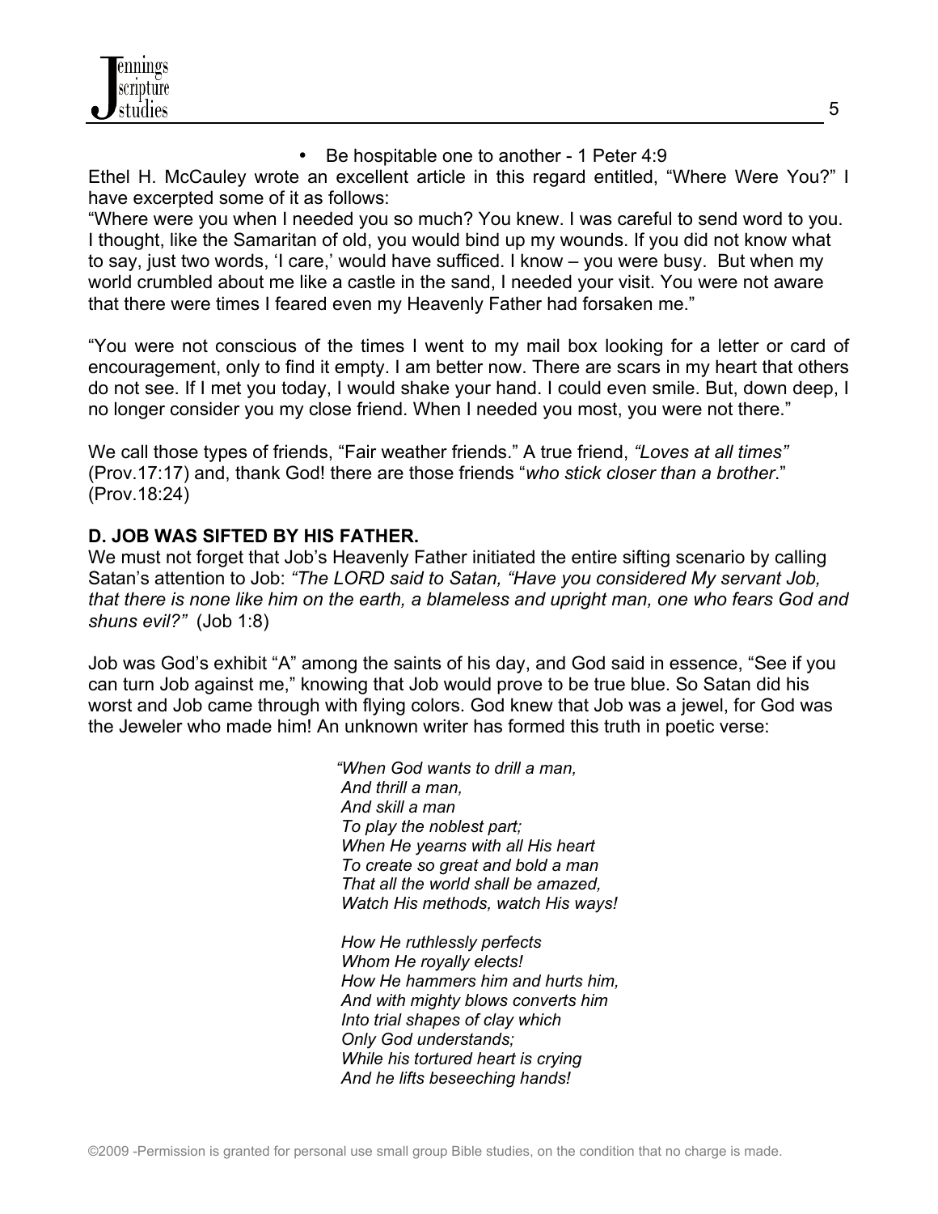- Be hospitable one to another - 1 Peter 4:9

Ethel H. McCauley wrote an excellent article in this regard entitled, "Where Were You?" I have excerpted some of it as follows:

"Where were you when I needed you so much? You knew. I was careful to send word to you. I thought, like the Samaritan of old, you would bind up my wounds. If you did not know what to say, just two words, 'I care,' would have sufficed. I know – you were busy. But when my world crumbled about me like a castle in the sand, I needed your visit. You were not aware that there were times I feared even my Heavenly Father had forsaken me."

"You were not conscious of the times I went to my mail box looking for a letter or card of encouragement, only to find it empty. I am better now. There are scars in my heart that others do not see. If I met you today, I would shake your hand. I could even smile. But, down deep, I no longer consider you my close friend. When I needed you most, you were not there."

We call those types of friends, "Fair weather friends." A true friend, *"Loves at all times"* (Prov.17:17) and, thank God! there are those friends "*who stick closer than a brother*." (Prov.18:24)

**D. JOB WAS SIFTED BY HIS FATHER.**

We must not forget that Job's Heavenly Father initiated the entire sifting scenario by calling Satan's attention to Job: *"The LORD said to Satan, "Have you considered My servant Job, that there is none like him on the earth, a blameless and upright man, one who fears God and shuns evil?"* (Job 1:8)

Job was God's exhibit "A" among the saints of his day, and God said in essence, "See if you can turn Job against me," knowing that Job would prove to be true blue. So Satan did his worst and Job came through with flying colors. God knew that Job was a jewel, for God was the Jeweler who made him! An unknown writer has formed this truth in poetic verse:

*"When God wants to drill a man,*
*And thrill a man,*
*And skill a man*
*To play the noblest part;*
*When He yearns with all His heart*
*To create so great and bold a man*
*That all the world shall be amazed,*
*Watch His methods, watch His ways!*

*How He ruthlessly perfects*
*Whom He royally elects!*
*How He hammers him and hurts him,*
*And with mighty blows converts him*
*Into trial shapes of clay which*
*Only God understands;*
*While his tortured heart is crying*
*And he lifts beseeching hands!*

©2009 -Permission is granted for personal use small group Bible studies, on the condition that no charge is made.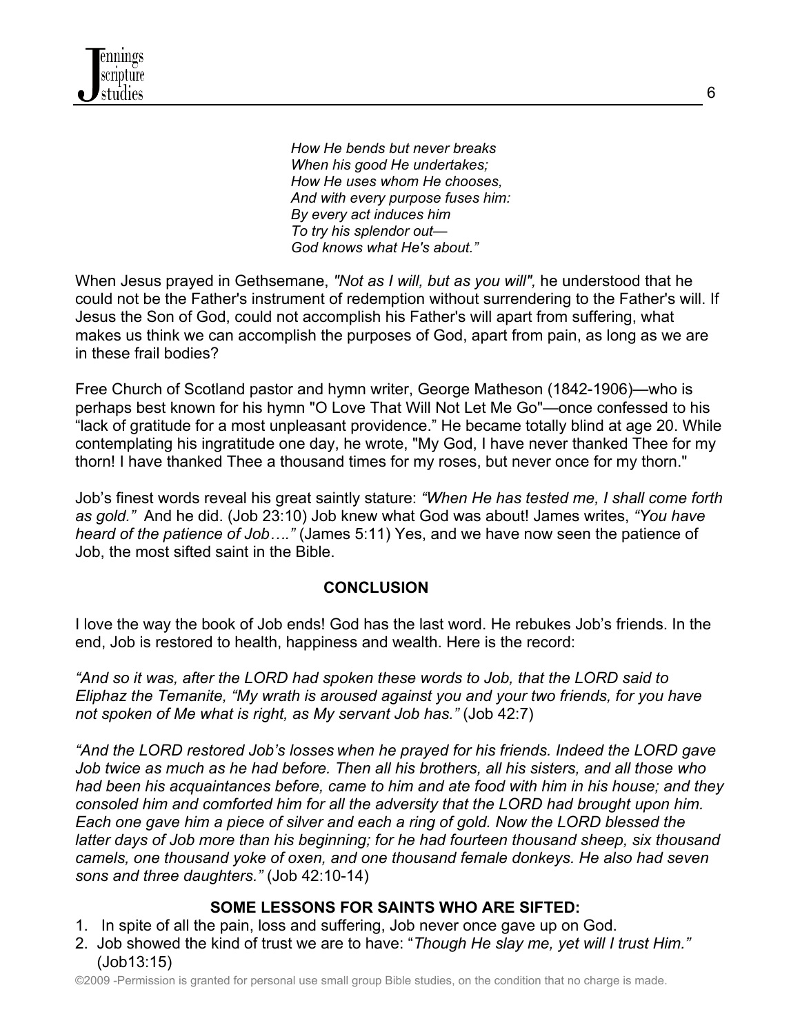*How He bends but never breaks*
*When his good He undertakes;*
*How He uses whom He chooses,*
*And with every purpose fuses him:*
*By every act induces him*
*To try his splendor out—*
*God knows what He's about."*

When Jesus prayed in Gethsemane, *"Not as I will, but as you will",* he understood that he could not be the Father's instrument of redemption without surrendering to the Father's will. If Jesus the Son of God, could not accomplish his Father's will apart from suffering, what makes us think we can accomplish the purposes of God, apart from pain, as long as we are in these frail bodies?

Free Church of Scotland pastor and hymn writer, George Matheson (1842-1906)—who is perhaps best known for his hymn "O Love That Will Not Let Me Go"—once confessed to his "lack of gratitude for a most unpleasant providence." He became totally blind at age 20. While contemplating his ingratitude one day, he wrote, "My God, I have never thanked Thee for my thorn! I have thanked Thee a thousand times for my roses, but never once for my thorn."

Job's finest words reveal his great saintly stature: *"When He has tested me, I shall come forth as gold."* And he did. (Job 23:10) Job knew what God was about! James writes, *"You have heard of the patience of Job…."* (James 5:11) Yes, and we have now seen the patience of Job, the most sifted saint in the Bible.

## CONCLUSION

I love the way the book of Job ends! God has the last word. He rebukes Job's friends. In the end, Job is restored to health, happiness and wealth. Here is the record:

*"And so it was, after the LORD had spoken these words to Job, that the LORD said to Eliphaz the Temanite, "My wrath is aroused against you and your two friends, for you have not spoken of Me what is right, as My servant Job has."* (Job 42:7)

*"And the LORD restored Job's losses when he prayed for his friends. Indeed the LORD gave Job twice as much as he had before. Then all his brothers, all his sisters, and all those who had been his acquaintances before, came to him and ate food with him in his house; and they consoled him and comforted him for all the adversity that the LORD had brought upon him. Each one gave him a piece of silver and each a ring of gold. Now the LORD blessed the latter days of Job more than his beginning; for he had fourteen thousand sheep, six thousand camels, one thousand yoke of oxen, and one thousand female donkeys. He also had seven sons and three daughters."* (Job 42:10-14)

### SOME LESSONS FOR SAINTS WHO ARE SIFTED:

1. In spite of all the pain, loss and suffering, Job never once gave up on God.
2. Job showed the kind of trust we are to have: "*Though He slay me, yet will I trust Him."* (Job13:15)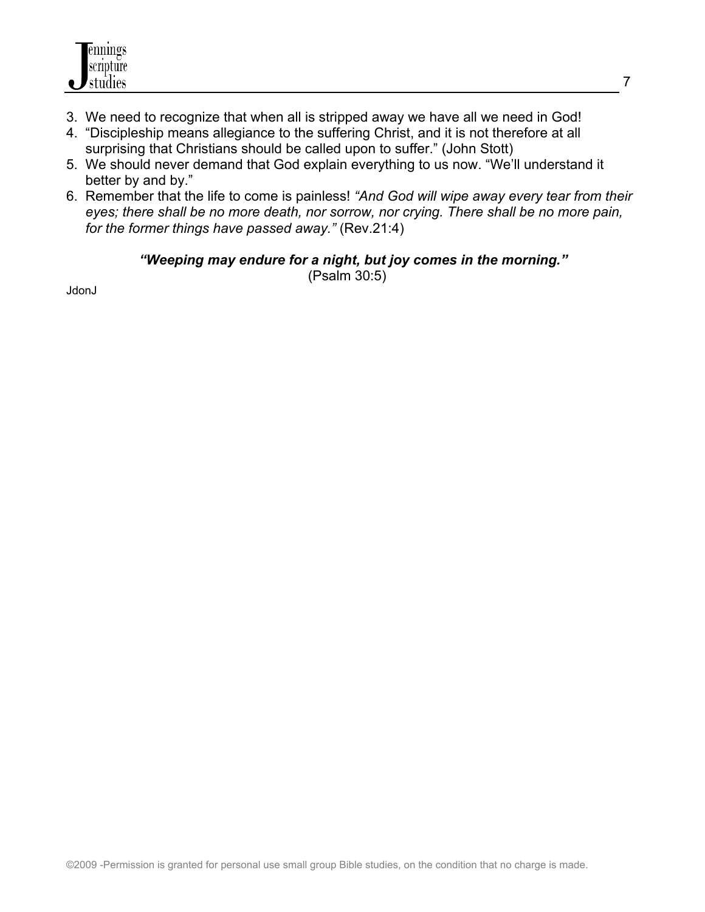3. We need to recognize that when all is stripped away we have all we need in God!
4. "Discipleship means allegiance to the suffering Christ, and it is not therefore at all surprising that Christians should be called upon to suffer." (John Stott)
5. We should never demand that God explain everything to us now. "We'll understand it better by and by."
6. Remember that the life to come is painless! *"And God will wipe away every tear from their eyes; there shall be no more death, nor sorrow, nor crying. There shall be no more pain, for the former things have passed away."* (Rev.21:4)

***"Weeping may endure for a night, but joy comes in the morning."***
(Psalm 30:5)

JdonJ

©2009 -Permission is granted for personal use small group Bible studies, on the condition that no charge is made.